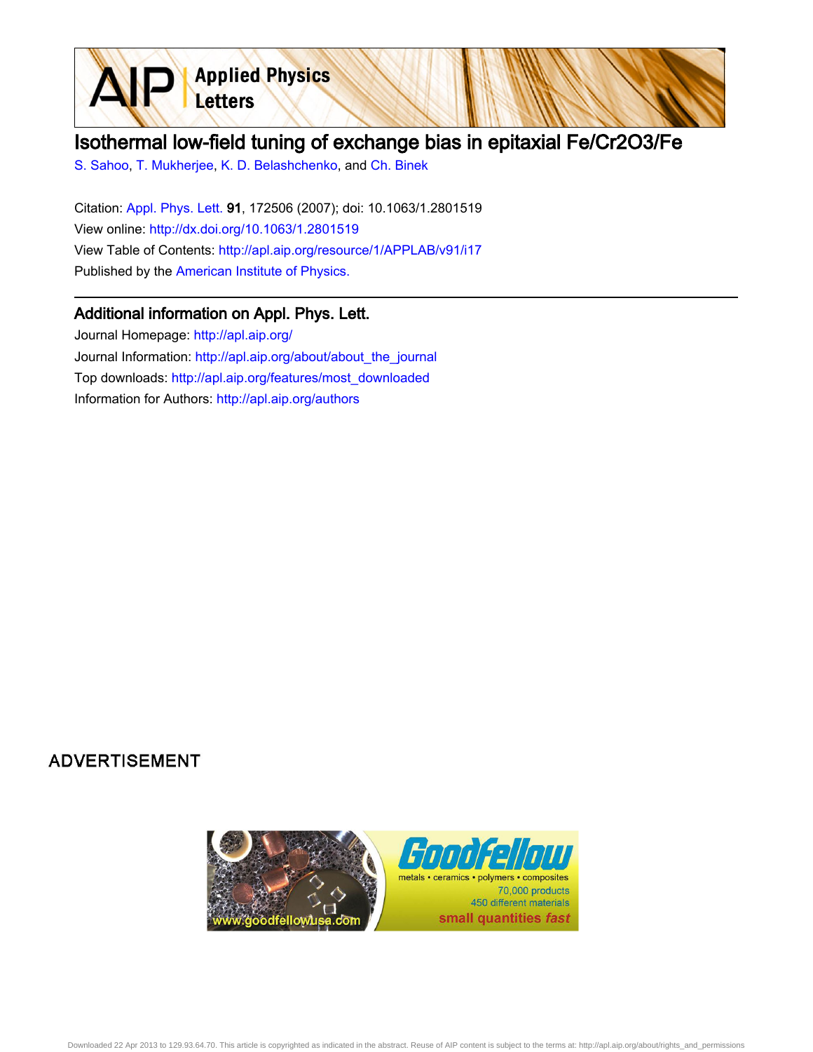# Isothermal low-field tuning of exchange bias in epitaxial Fe/Cr2O3/Fe

S. Sahoo, T. Mukherjee, K. D. Belashchenko, and Ch. Binek

Citation: Appl. Phys. Lett. **91**, 172506 (2007); doi: 10.1063/1.2801519

View online: http://dx.doi.org/10.1063/1.2801519

View Table of Contents: http://apl.aip.org/resource/1/APPLAB/v91/i17

Published by the American Institute of Physics.

## Additional information on Appl. Phys. Lett.

Journal Homepage: http://apl.aip.org/

Journal Information: http://apl.aip.org/about/about_the_journal

Top downloads: http://apl.aip.org/features/most_downloaded

Information for Authors: http://apl.aip.org/authors

ADVERTISEMENT

Downloaded 22 Apr 2013 to 129.93.64.70. This article is copyrighted as indicated in the abstract. Reuse of AIP content is subject to the terms at: http://apl.aip.org/about/rights_and_permissions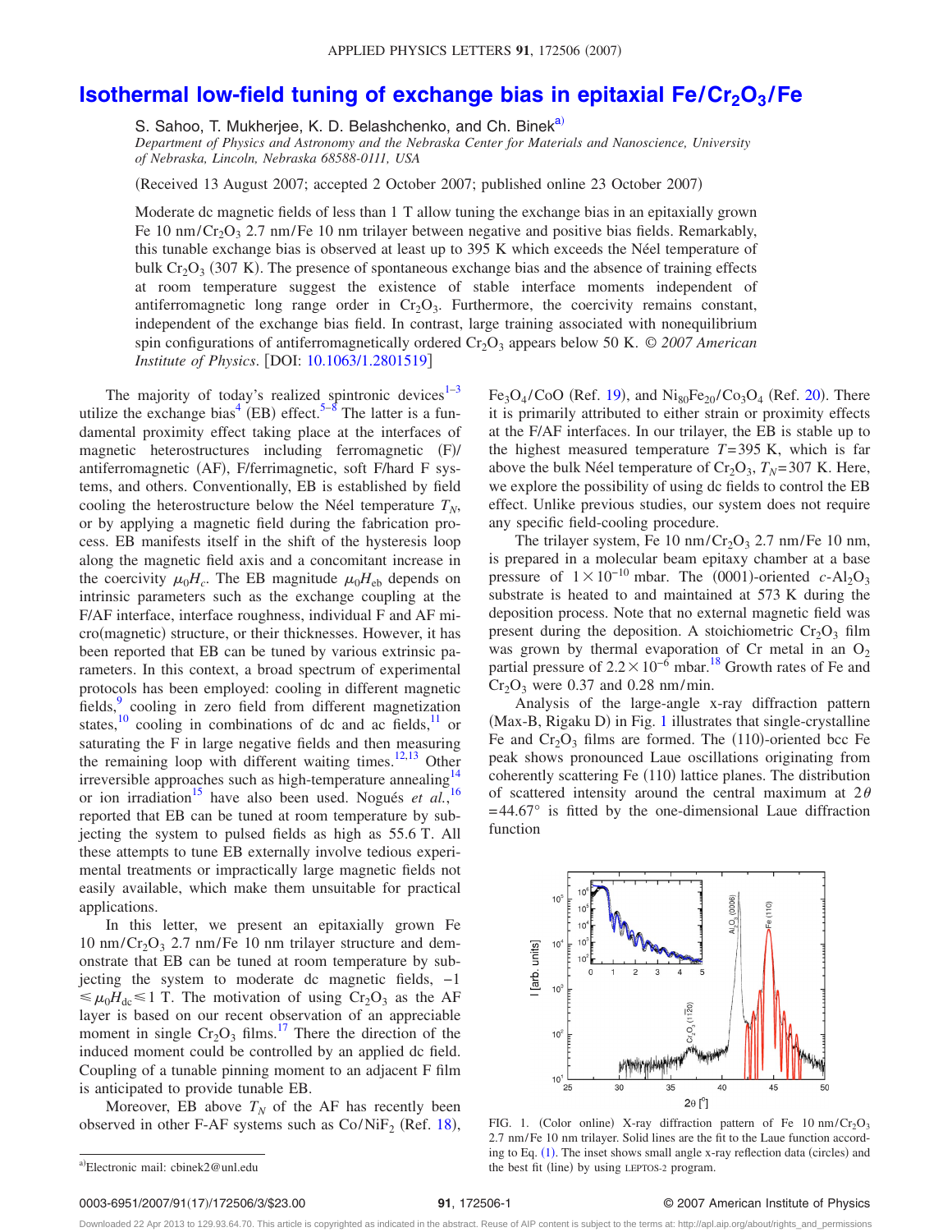# Isothermal low-field tuning of exchange bias in epitaxial $Fe/Cr_2O_3/Fe$

S. Sahoo, T. Mukherjee, K. D. Belashchenko, and Ch. Binek[a)]

*Department of Physics and Astronomy and the Nebraska Center for Materials and Nanoscience, University of Nebraska, Lincoln, Nebraska 68588-0111, USA*

(Received 13 August 2007; accepted 2 October 2007; published online 23 October 2007)

Moderate dc magnetic fields of less than 1 T allow tuning the exchange bias in an epitaxially grown Fe 10 nm/$Cr_2O_3$ 2.7 nm/Fe 10 nm trilayer between negative and positive bias fields. Remarkably, this tunable exchange bias is observed at least up to 395 K which exceeds the Néel temperature of bulk $Cr_2O_3$ (307 K). The presence of spontaneous exchange bias and the absence of training effects at room temperature suggest the existence of stable interface moments independent of antiferromagnetic long range order in $Cr_2O_3$. Furthermore, the coercivity remains constant, independent of the exchange bias field. In contrast, large training associated with nonequilibrium spin configurations of antiferromagnetically ordered $Cr_2O_3$ appears below 50 K. © *2007 American Institute of Physics*. [DOI: 10.1063/1.2801519]

The majority of today's realized spintronic devices[1–3] utilize the exchange bias[4] (EB) effect.[5–8] The latter is a fundamental proximity effect taking place at the interfaces of magnetic heterostructures including ferromagnetic (F)/antiferromagnetic (AF), F/ferrimagnetic, soft F/hard F systems, and others. Conventionally, EB is established by field cooling the heterostructure below the Néel temperature $T_N$, or by applying a magnetic field during the fabrication process. EB manifests itself in the shift of the hysteresis loop along the magnetic field axis and a concomitant increase in the coercivity $\mu_0 H_c$. The EB magnitude $\mu_0 H_{eb}$ depends on intrinsic parameters such as the exchange coupling at the F/AF interface, interface roughness, individual F and AF micro(magnetic) structure, or their thicknesses. However, it has been reported that EB can be tuned by various extrinsic parameters. In this context, a broad spectrum of experimental protocols has been employed: cooling in different magnetic fields,[9] cooling in zero field from different magnetization states,[10] cooling in combinations of dc and ac fields,[11] or saturating the F in large negative fields and then measuring the remaining loop with different waiting times.[12,13] Other irreversible approaches such as high-temperature annealing[14] or ion irradiation[15] have also been used. Nogués *et al.*,[16] reported that EB can be tuned at room temperature by subjecting the system to pulsed fields as high as 55.6 T. All these attempts to tune EB externally involve tedious experimental treatments or impractically large magnetic fields not easily available, which make them unsuitable for practical applications.

In this letter, we present an epitaxially grown Fe 10 nm/$Cr_2O_3$ 2.7 nm/Fe 10 nm trilayer structure and demonstrate that EB can be tuned at room temperature by subjecting the system to moderate dc magnetic fields, $-1 \leq \mu_0 H_{dc} \leq 1$ T. The motivation of using $Cr_2O_3$ as the AF layer is based on our recent observation of an appreciable moment in single $Cr_2O_3$ films.[17] There the direction of the induced moment could be controlled by an applied dc field. Coupling of a tunable pinning moment to an adjacent F film is anticipated to provide tunable EB.

Moreover, EB above $T_N$ of the AF has recently been observed in other F-AF systems such as $Co/NiF_2$ (Ref. 18), $Fe_3O_4/CoO$ (Ref. 19), and $Ni_{80}Fe_{20}/Co_3O_4$ (Ref. 20). There it is primarily attributed to either strain or proximity effects at the F/AF interfaces. In our trilayer, the EB is stable up to the highest measured temperature $T = 395$ K, which is far above the bulk Néel temperature of $Cr_2O_3$, $T_N = 307$ K. Here, we explore the possibility of using dc fields to control the EB effect. Unlike previous studies, our system does not require any specific field-cooling procedure.

The trilayer system, Fe 10 nm/$Cr_2O_3$ 2.7 nm/Fe 10 nm, is prepared in a molecular beam epitaxy chamber at a base pressure of $1 \times 10^{-10}$ mbar. The (0001)-oriented $c$-$Al_2O_3$ substrate is heated to and maintained at 573 K during the deposition process. Note that no external magnetic field was present during the deposition. A stoichiometric $Cr_2O_3$ film was grown by thermal evaporation of Cr metal in an $O_2$ partial pressure of $2.2 \times 10^{-6}$ mbar.[18] Growth rates of Fe and $Cr_2O_3$ were 0.37 and 0.28 nm/min.

Analysis of the large-angle x-ray diffraction pattern (Max-B, Rigaku D) in Fig. 1 illustrates that single-crystalline Fe and $Cr_2O_3$ films are formed. The (110)-oriented bcc Fe peak shows pronounced Laue oscillations originating from coherently scattering Fe (110) lattice planes. The distribution of scattered intensity around the central maximum at $2\theta = 44.67°$ is fitted by the one-dimensional Laue diffraction function

I [arb. units]
2θ [°]
$Al_2O_3$ (0006)
Fe (110)
$Cr_2O_3$ (11$\bar{2}$0)

FIG. 1. (Color online) X-ray diffraction pattern of Fe 10 nm/$Cr_2O_3$ 2.7 nm/Fe 10 nm trilayer. Solid lines are the fit to the Laue function according to Eq. (1). The inset shows small angle x-ray reflection data (circles) and the best fit (line) by using LEPTOS-2 program.

a)Electronic mail: cbinek2@unl.edu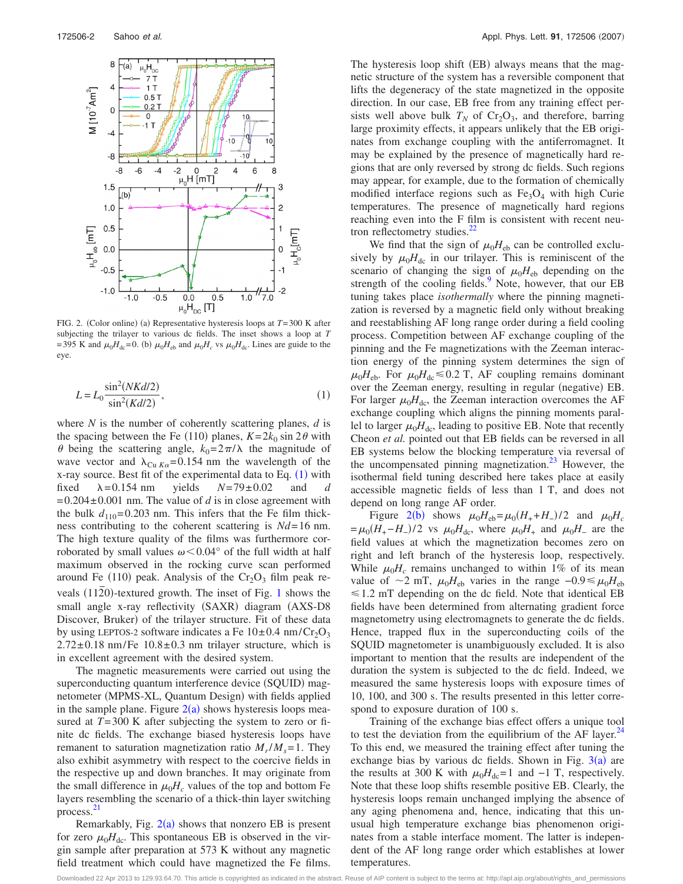8
(a) $\mu_0H_{DC}$
7 T
1 T
0.5 T
0.2 T
0
-1 T
4
0
-4
-8
M [$10^{-7}$ Am$^2$]
-8 -6 -4 -2 0 2 4 6 8
$\mu_0$H [mT]
10
-10
10
-10
1.5
(b)
1.0
0.5
0.0
-0.5
-1.0
$\mu_0H_{eb}$ [mT]
3
2
1
0
-1
-2
$\mu_0H_c$ [mT]
-1.0 -0.5 0.0 0.5 1.0 7.0
$\mu_0H_{DC}$ [T]

FIG. 2. (Color online) (a) Representative hysteresis loops at $T$=300 K after subjecting the trilayer to various dc fields. The inset shows a loop at $T$=395 K and $\mu_0H_{dc}$=0. (b) $\mu_0H_{eb}$ and $\mu_0H_c$ vs $\mu_0H_{dc}$. Lines are guide to the eye.

$$L = L_0 \frac{\sin^2(NKd/2)}{\sin^2(Kd/2)}, \tag{1}$$

where $N$ is the number of coherently scattering planes, $d$ is the spacing between the Fe (110) planes, $K=2k_0 \sin 2\theta$ with $\theta$ being the scattering angle, $k_0=2\pi/\lambda$ the magnitude of wave vector and $\lambda_{\mathrm{Cu}\,K\alpha}$=0.154 nm the wavelength of the x-ray source. Best fit of the experimental data to Eq. (1) with fixed $\lambda$=0.154 nm yields $N$=79±0.02 and $d$=0.204±0.001 nm. The value of $d$ is in close agreement with the bulk $d_{110}$=0.203 nm. This infers that the Fe film thickness contributing to the coherent scattering is $Nd$=16 nm. The high texture quality of the films was furthermore corroborated by small values $\omega$<0.04° of the full width at half maximum observed in the rocking curve scan performed around Fe (110) peak. Analysis of the $Cr_2O_3$ film peak reveals $(11\bar{2}0)$-textured growth. The inset of Fig. 1 shows the small angle x-ray reflectivity (SAXR) diagram (AXS-D8 Discover, Bruker) of the trilayer structure. Fit of these data by using LEPTOS-2 software indicates a Fe 10±0.4 nm/$Cr_2O_3$ 2.72±0.18 nm/Fe 10.8±0.3 nm trilayer structure, which is in excellent agreement with the desired system.

The magnetic measurements were carried out using the superconducting quantum interference device (SQUID) magnetometer (MPMS-XL, Quantum Design) with fields applied in the sample plane. Figure 2(a) shows hysteresis loops measured at $T$=300 K after subjecting the system to zero or finite dc fields. The exchange biased hysteresis loops have remanent to saturation magnetization ratio $M_r/M_s$=1. They also exhibit asymmetry with respect to the coercive fields in the respective up and down branches. It may originate from the small difference in $\mu_0H_c$ values of the top and bottom Fe layers resembling the scenario of a thick-thin layer switching process.[21]

Remarkably, Fig. 2(a) shows that nonzero EB is present for zero $\mu_0H_{dc}$. This spontaneous EB is observed in the virgin sample after preparation at 573 K without any magnetic field treatment which could have magnetized the Fe films. The hysteresis loop shift (EB) always means that the magnetic structure of the system has a reversible component that lifts the degeneracy of the state magnetized in the opposite direction. In our case, EB free from any training effect persists well above bulk $T_N$ of $Cr_2O_3$, and therefore, barring large proximity effects, it appears unlikely that the EB originates from exchange coupling with the antiferromagnet. It may be explained by the presence of magnetically hard regions that are only reversed by strong dc fields. Such regions may appear, for example, due to the formation of chemically modified interface regions such as $Fe_3O_4$ with high Curie temperatures. The presence of magnetically hard regions reaching even into the F film is consistent with recent neutron reflectometry studies.[22]

We find that the sign of $\mu_0H_{eb}$ can be controlled exclusively by $\mu_0H_{dc}$ in our trilayer. This is reminiscent of the scenario of changing the sign of $\mu_0H_{eb}$ depending on the strength of the cooling fields.[9] Note, however, that our EB tuning takes place *isothermally* where the pinning magnetization is reversed by a magnetic field only without breaking and reestablishing AF long range order during a field cooling process. Competition between AF exchange coupling of the pinning and the Fe magnetizations with the Zeeman interaction energy of the pinning system determines the sign of $\mu_0H_{eb}$. For $\mu_0H_{dc}\leq 0.2$ T, AF coupling remains dominant over the Zeeman energy, resulting in regular (negative) EB. For larger $\mu_0H_{dc}$, the Zeeman interaction overcomes the AF exchange coupling which aligns the pinning moments parallel to larger $\mu_0H_{dc}$, leading to positive EB. Note that recently Cheon *et al.* pointed out that EB fields can be reversed in all EB systems below the blocking temperature via reversal of the uncompensated pinning magnetization.[23] However, the isothermal field tuning described here takes place at easily accessible magnetic fields of less than 1 T, and does not depend on long range AF order.

Figure 2(b) shows $\mu_0H_{eb}=\mu_0(H_+ + H_-)/2$ and $\mu_0H_c=\mu_0(H_+ - H_-)/2$ vs $\mu_0H_{dc}$, where $\mu_0H_+$ and $\mu_0H_-$ are the field values at which the magnetization becomes zero on right and left branch of the hysteresis loop, respectively. While $\mu_0H_c$ remains unchanged to within 1% of its mean value of ~2 mT, $\mu_0H_{eb}$ varies in the range $-0.9\leq\mu_0H_{eb}\leq 1.2$ mT depending on the dc field. Note that identical EB fields have been determined from alternating gradient force magnetometry using electromagnets to generate the dc fields. Hence, trapped flux in the superconducting coils of the SQUID magnetometer is unambiguously excluded. It is also important to mention that the results are independent of the duration the system is subjected to the dc field. Indeed, we measured the same hysteresis loops with exposure times of 10, 100, and 300 s. The results presented in this letter correspond to exposure duration of 100 s.

Training of the exchange bias effect offers a unique tool to test the deviation from the equilibrium of the AF layer.[24] To this end, we measured the training effect after tuning the exchange bias by various dc fields. Shown in Fig. 3(a) are the results at 300 K with $\mu_0H_{dc}$=1 and −1 T, respectively. Note that these loop shifts resemble positive EB. Clearly, the hysteresis loops remain unchanged implying the absence of any aging phenomena and, hence, indicating that this unusual high temperature exchange bias phenomenon originates from a stable interface moment. The latter is independent of the AF long range order which establishes at lower temperatures.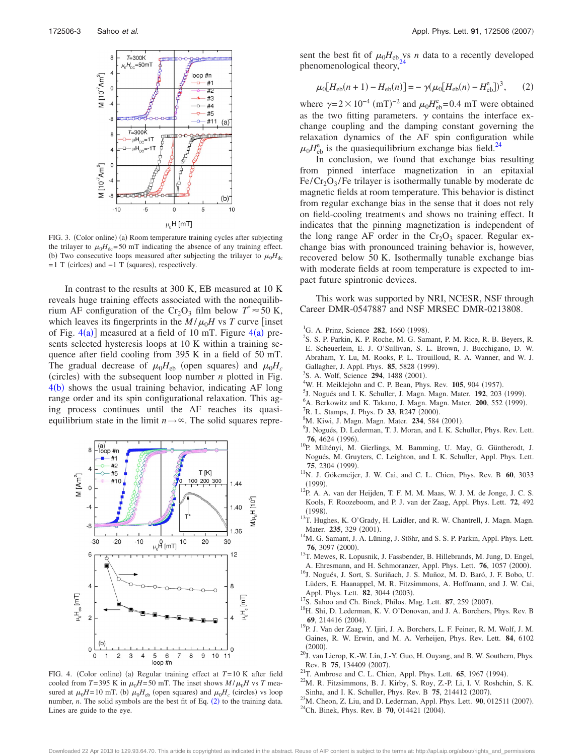T=300K
$\mu_0 H_{DC}$=50mT

M [$10^{-7}$Am$^2$]

loop #n
#1
#2
#3
#4
#5
#11
(a)

T=300K
$\mu H_{DC}$=1T
$\mu H_{DC}$=-1T

M [$10^{-7}$Am$^2$]

(b)

-10 -5 0 5 10

$\mu_0$H [mT]

FIG. 3. (Color online) (a) Room temperature training cycles after subjecting the trilayer to $\mu_0 H_{dc}=50$ mT indicating the absence of any training effect. (b) Two consecutive loops measured after subjecting the trilayer to $\mu_0 H_{dc}=1$ T (cirlces) and $-1$ T (squares), respectively.

In contrast to the results at 300 K, EB measured at 10 K reveals huge training effects associated with the nonequilibrium AF configuration of the $Cr_2O_3$ film below $T^* \approx 50$ K, which leaves its fingerprints in the $M/\mu_0 H$ vs $T$ curve [inset of Fig. 4(a)] measured at a field of 10 mT. Figure 4(a) presents selected hysteresis loops at 10 K within a training sequence after field cooling from 395 K in a field of 50 mT. The gradual decrease of $\mu_0 H_{eb}$ (open squares) and $\mu_0 H_c$ (circles) with the subsequent loop number $n$ plotted in Fig. 4(b) shows the usual training behavior, indicating AF long range order and its spin configurational relaxation. This aging process continues until the AF reaches its quasiequilibrium state in the limit $n \rightarrow \infty$. The solid squares represent the best fit of $\mu_0 H_{eb}$ vs $n$ data to a recently developed phenomenological theory,[24]

$$\mu_0[H_{eb}(n+1) - H_{eb}(n)] = -\gamma(\mu_0[H_{eb}(n) - H_{eb}^e])^3, \qquad (2)$$

where $\gamma = 2 \times 10^{-4}$ (mT)$^{-2}$ and $\mu_0 H_{eb}^e = 0.4$ mT were obtained as the two fitting parameters. $\gamma$ contains the interface exchange coupling and the damping constant governing the relaxation dynamics of the AF spin configuration while $\mu_0 H_{eb}^e$ is the quasiequilibrium exchange bias field.[24]

In conclusion, we found that exchange bias resulting from pinned interface magnetization in an epitaxial $Fe/Cr_2O_3/Fe$ trilayer is isothermally tunable by moderate dc magnetic fields at room temperature. This behavior is distinct from regular exchange bias in the sense that it does not rely on field-cooling treatments and shows no training effect. It indicates that the pinning magnetization is independent of the long range AF order in the $Cr_2O_3$ spacer. Regular exchange bias with pronounced training behavior is, however, recovered below 50 K. Isothermally tunable exchange bias with moderate fields at room temperature is expected to impact future spintronic devices.

(a)
loop #n
#1
#2
#5
#10

M [Am$^2$]

T [K]
0 100 200 300
1.44
1.40
1.36
$T^*$
M/$\mu_0$H [$10^5$]

-30 -20 -10 0 10 20 30
$\mu_0$H [mT]

$\mu_0 H_{eb}$ [mT]
$\mu_0 H_c$ [mT]

(b)

0 1 2 3 4 5 6 7 8 9 10 11
loop #n

FIG. 4. (Color online) (a) Regular training effect at $T=10$ K after field cooled from $T=395$ K in $\mu_0 H=50$ mT. The inset shows $M/\mu_0 H$ vs $T$ measured at $\mu_0 H=10$ mT. (b) $\mu_0 H_{eb}$ (open squares) and $\mu_0 H_c$ (circles) vs loop number, $n$. The solid symbols are the best fit of Eq. (2) to the training data. Lines are guide to the eye.

This work was supported by NRI, NCESR, NSF through Career DMR-0547887 and NSF MRSEC DMR-0213808.

[1] G. A. Prinz, Science **282**, 1660 (1998).
[2] S. S. P. Parkin, K. P. Roche, M. G. Samant, P. M. Rice, R. B. Beyers, R. E. Scheuerlein, E. J. O'Sullivan, S. L. Brown, J. Bucchigano, D. W. Abraham, Y. Lu, M. Rooks, P. L. Trouilloud, R. A. Wanner, and W. J. Gallagher, J. Appl. Phys. **85**, 5828 (1999).
[3] S. A. Wolf, Science **294**, 1488 (2001).
[4] W. H. Meiklejohn and C. P. Bean, Phys. Rev. **105**, 904 (1957).
[5] J. Nogués and I. K. Schuller, J. Magn. Magn. Mater. **192**, 203 (1999).
[6] A. Berkowitz and K. Takano, J. Magn. Magn. Mater. **200**, 552 (1999).
[7] R. L. Stamps, J. Phys. D **33**, R247 (2000).
[8] M. Kiwi, J. Magn. Magn. Mater. **234**, 584 (2001).
[9] J. Nogués, D. Lederman, T. J. Moran, and I. K. Schuller, Phys. Rev. Lett. **76**, 4624 (1996).
[10] P. Miltényi, M. Gierlings, M. Bamming, U. May, G. Güntherodt, J. Nogués, M. Gruyters, C. Leighton, and I. K. Schuller, Appl. Phys. Lett. **75**, 2304 (1999).
[11] N. J. Gökemeijer, J. W. Cai, and C. L. Chien, Phys. Rev. B **60**, 3033 (1999).
[12] P. A. A. van der Heijden, T. F. M. M. Maas, W. J. M. de Jonge, J. C. S. Kools, F. Roozeboom, and P. J. van der Zaag, Appl. Phys. Lett. **72**, 492 (1998).
[13] T. Hughes, K. O'Grady, H. Laidler, and R. W. Chantrell, J. Magn. Magn. Mater. **235**, 329 (2001).
[14] M. G. Samant, J. A. Lüning, J. Stöhr, and S. S. P. Parkin, Appl. Phys. Lett. **76**, 3097 (2000).
[15] T. Mewes, R. Lopusnik, J. Fassbender, B. Hillebrands, M. Jung, D. Engel, A. Ehresmann, and H. Schmoranzer, Appl. Phys. Lett. **76**, 1057 (2000).
[16] J. Nogués, J. Sort, S. Suriñach, J. S. Muñoz, M. D. Baró, J. F. Bobo, U. Lüders, E. Haanappel, M. R. Fitzsimmons, A. Hoffmann, and J. W. Cai, Appl. Phys. Lett. **82**, 3044 (2003).
[17] S. Sahoo and Ch. Binek, Philos. Mag. Lett. **87**, 259 (2007).
[18] H. Shi, D. Lederman, K. V. O'Donovan, and J. A. Borchers, Phys. Rev. B **69**, 214416 (2004).
[19] P. J. Van der Zaag, Y. Ijiri, J. A. Borchers, L. F. Feiner, R. M. Wolf, J. M. Gaines, R. W. Erwin, and M. A. Verheijen, Phys. Rev. Lett. **84**, 6102 (2000).
[20] J. van Lierop, K.-W. Lin, J.-Y. Guo, H. Ouyang, and B. W. Southern, Phys. Rev. B **75**, 134409 (2007).
[21] T. Ambrose and C. L. Chien, Appl. Phys. Lett. **65**, 1967 (1994).
[22] M. R. Fitzsimmons, B. J. Kirby, S. Roy, Z.-P. Li, I. V. Roshchin, S. K. Sinha, and I. K. Schuller, Phys. Rev. B **75**, 214412 (2007).
[23] M. Cheon, Z. Liu, and D. Lederman, Appl. Phys. Lett. **90**, 012511 (2007).
[24] Ch. Binek, Phys. Rev. B **70**, 014421 (2004).